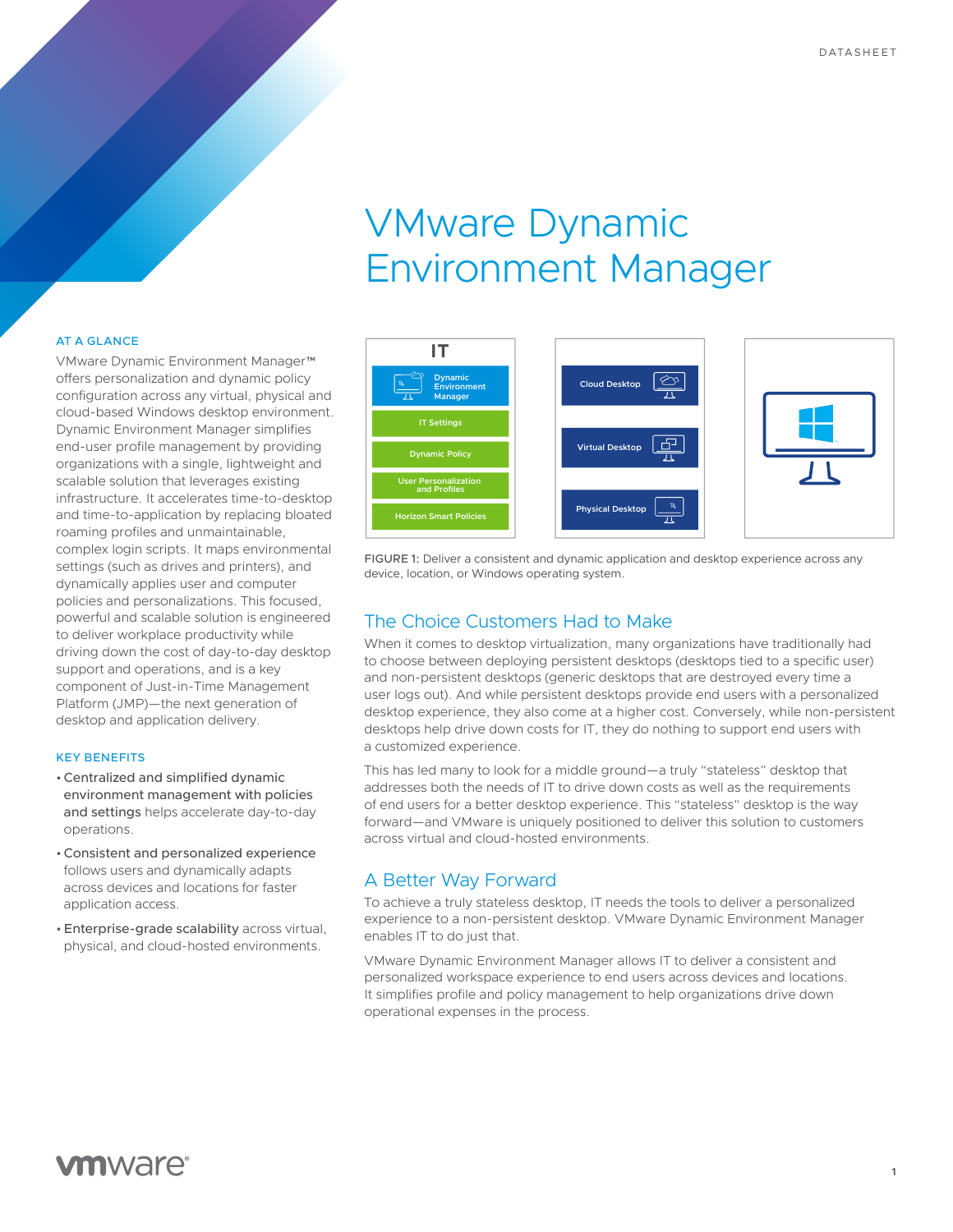# VMware Dynamic Environment Manager

## AT A GLANCE

VMware Dynamic Environment Manager™ offers personalization and dynamic policy configuration across any virtual, physical and cloud-based Windows desktop environment. Dynamic Environment Manager simplifies end-user profile management by providing organizations with a single, lightweight and scalable solution that leverages existing infrastructure. It accelerates time-to-desktop and time-to-application by replacing bloated roaming profiles and unmaintainable, complex login scripts. It maps environmental settings (such as drives and printers), and dynamically applies user and computer policies and personalizations. This focused, powerful and scalable solution is engineered to deliver workplace productivity while driving down the cost of day-to-day desktop support and operations, and is a key component of Just-in-Time Management Platform (JMP)—the next generation of desktop and application delivery.

## KEY BENEFITS

- **Centralized and simplified dynamic environment management with policies and settings** helps accelerate day-to-day operations.
- **Consistent and personalized experience** follows users and dynamically adapts across devices and locations for faster application access.
- **Enterprise-grade scalability** across virtual, physical, and cloud-hosted environments.

FIGURE 1: Deliver a consistent and dynamic application and desktop experience across any device, location, or Windows operating system.

## The Choice Customers Had to Make

When it comes to desktop virtualization, many organizations have traditionally had to choose between deploying persistent desktops (desktops tied to a specific user) and non-persistent desktops (generic desktops that are destroyed every time a user logs out). And while persistent desktops provide end users with a personalized desktop experience, they also come at a higher cost. Conversely, while non-persistent desktops help drive down costs for IT, they do nothing to support end users with a customized experience.

This has led many to look for a middle ground—a truly "stateless" desktop that addresses both the needs of IT to drive down costs as well as the requirements of end users for a better desktop experience. This "stateless" desktop is the way forward—and VMware is uniquely positioned to deliver this solution to customers across virtual and cloud-hosted environments.

## A Better Way Forward

To achieve a truly stateless desktop, IT needs the tools to deliver a personalized experience to a non-persistent desktop. VMware Dynamic Environment Manager enables IT to do just that.

VMware Dynamic Environment Manager allows IT to deliver a consistent and personalized workspace experience to end users across devices and locations. It simplifies profile and policy management to help organizations drive down operational expenses in the process.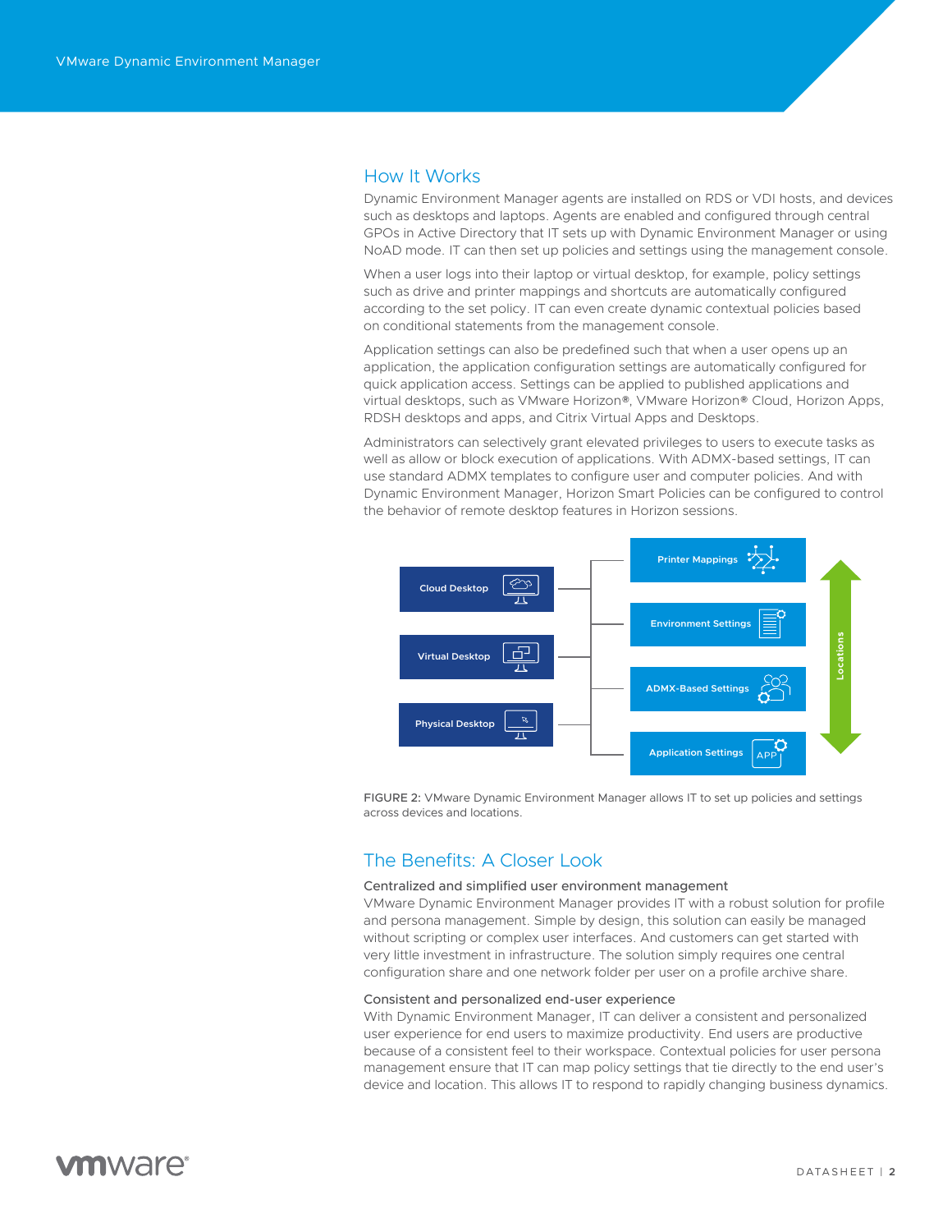## How It Works

Dynamic Environment Manager agents are installed on RDS or VDI hosts, and devices such as desktops and laptops. Agents are enabled and configured through central GPOs in Active Directory that IT sets up with Dynamic Environment Manager or using NoAD mode. IT can then set up policies and settings using the management console.

When a user logs into their laptop or virtual desktop, for example, policy settings such as drive and printer mappings and shortcuts are automatically configured according to the set policy. IT can even create dynamic contextual policies based on conditional statements from the management console.

Application settings can also be predefined such that when a user opens up an application, the application configuration settings are automatically configured for quick application access. Settings can be applied to published applications and virtual desktops, such as VMware Horizon®, VMware Horizon® Cloud, Horizon Apps, RDSH desktops and apps, and Citrix Virtual Apps and Desktops.

Administrators can selectively grant elevated privileges to users to execute tasks as well as allow or block execution of applications. With ADMX-based settings, IT can use standard ADMX templates to configure user and computer policies. And with Dynamic Environment Manager, Horizon Smart Policies can be configured to control the behavior of remote desktop features in Horizon sessions.

Cloud Desktop
Virtual Desktop
Physical Desktop

Printer Mappings
Environment Settings
ADMX-Based Settings
Application Settings

Locations

FIGURE 2: VMware Dynamic Environment Manager allows IT to set up policies and settings across devices and locations.

## The Benefits: A Closer Look

### Centralized and simplified user environment management

VMware Dynamic Environment Manager provides IT with a robust solution for profile and persona management. Simple by design, this solution can easily be managed without scripting or complex user interfaces. And customers can get started with very little investment in infrastructure. The solution simply requires one central configuration share and one network folder per user on a profile archive share.

### Consistent and personalized end-user experience

With Dynamic Environment Manager, IT can deliver a consistent and personalized user experience for end users to maximize productivity. End users are productive because of a consistent feel to their workspace. Contextual policies for user persona management ensure that IT can map policy settings that tie directly to the end user's device and location. This allows IT to respond to rapidly changing business dynamics.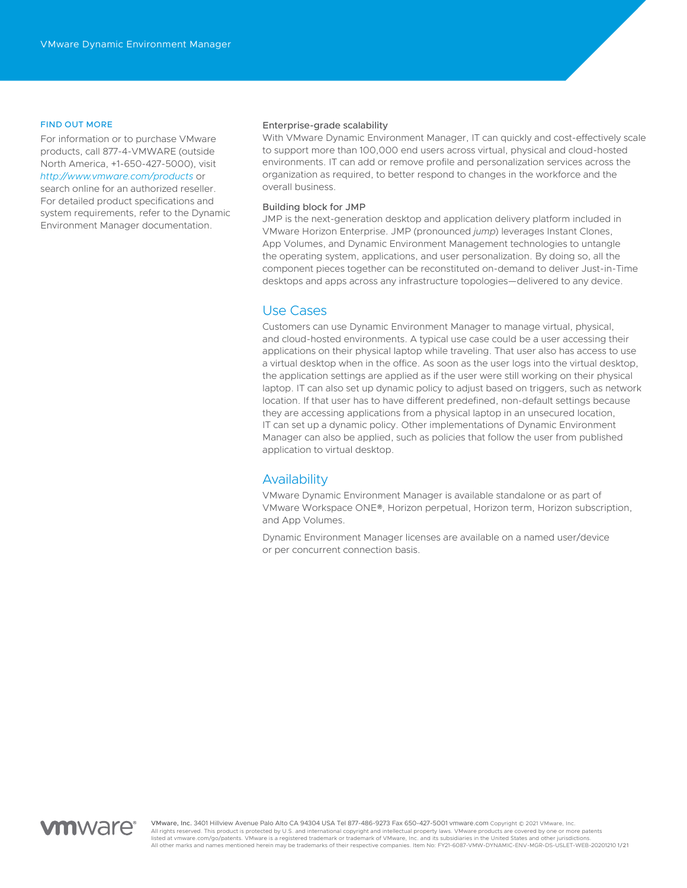### FIND OUT MORE

For information or to purchase VMware products, call 877-4-VMWARE (outside North America, +1-650-427-5000), visit *http://www.vmware.com/products* or search online for an authorized reseller. For detailed product specifications and system requirements, refer to the Dynamic Environment Manager documentation.

### Enterprise-grade scalability

With VMware Dynamic Environment Manager, IT can quickly and cost-effectively scale to support more than 100,000 end users across virtual, physical and cloud-hosted environments. IT can add or remove profile and personalization services across the organization as required, to better respond to changes in the workforce and the overall business.

### Building block for JMP

JMP is the next-generation desktop and application delivery platform included in VMware Horizon Enterprise. JMP (pronounced *jump*) leverages Instant Clones, App Volumes, and Dynamic Environment Management technologies to untangle the operating system, applications, and user personalization. By doing so, all the component pieces together can be reconstituted on-demand to deliver Just-in-Time desktops and apps across any infrastructure topologies—delivered to any device.

## Use Cases

Customers can use Dynamic Environment Manager to manage virtual, physical, and cloud-hosted environments. A typical use case could be a user accessing their applications on their physical laptop while traveling. That user also has access to use a virtual desktop when in the office. As soon as the user logs into the virtual desktop, the application settings are applied as if the user were still working on their physical laptop. IT can also set up dynamic policy to adjust based on triggers, such as network location. If that user has to have different predefined, non-default settings because they are accessing applications from a physical laptop in an unsecured location, IT can set up a dynamic policy. Other implementations of Dynamic Environment Manager can also be applied, such as policies that follow the user from published application to virtual desktop.

## Availability

VMware Dynamic Environment Manager is available standalone or as part of VMware Workspace ONE®, Horizon perpetual, Horizon term, Horizon subscription, and App Volumes.

Dynamic Environment Manager licenses are available on a named user/device or per concurrent connection basis.

VMware, Inc. 3401 Hillview Avenue Palo Alto CA 94304 USA Tel 877-486-9273 Fax 650-427-5001 vmware.com Copyright © 2021 VMware, Inc. All rights reserved. This product is protected by U.S. and international copyright and intellectual property laws. VMware products are covered by one or more patents listed at vmware.com/go/patents. VMware is a registered trademark or trademark of VMware, Inc. and its subsidiaries in the United States and other jurisdictions. All other marks and names mentioned herein may be trademarks of their respective companies. Item No: FY21-6087-VMW-DYNAMIC-ENV-MGR-DS-USLET-WEB-20201210 1/21